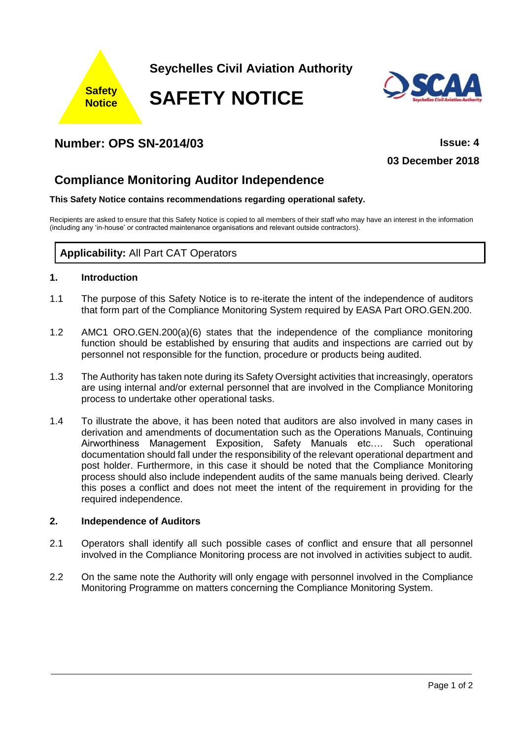Safety Notice

**Seychelles Civil Aviation Authority**

# SAFETY NOTICE

## Number: OPS SN-2014/03

**Issue: 4**

**03 December 2018**

## Compliance Monitoring Auditor Independence

**This Safety Notice contains recommendations regarding operational safety.**

Recipients are asked to ensure that this Safety Notice is copied to all members of their staff who may have an interest in the information (including any 'in-house' or contracted maintenance organisations and relevant outside contractors).

**Applicability:** All Part CAT Operators

### 1. Introduction

1.1 The purpose of this Safety Notice is to re-iterate the intent of the independence of auditors that form part of the Compliance Monitoring System required by EASA Part ORO.GEN.200.

1.2 AMC1 ORO.GEN.200(a)(6) states that the independence of the compliance monitoring function should be established by ensuring that audits and inspections are carried out by personnel not responsible for the function, procedure or products being audited.

1.3 The Authority has taken note during its Safety Oversight activities that increasingly, operators are using internal and/or external personnel that are involved in the Compliance Monitoring process to undertake other operational tasks.

1.4 To illustrate the above, it has been noted that auditors are also involved in many cases in derivation and amendments of documentation such as the Operations Manuals, Continuing Airworthiness Management Exposition, Safety Manuals etc…. Such operational documentation should fall under the responsibility of the relevant operational department and post holder. Furthermore, in this case it should be noted that the Compliance Monitoring process should also include independent audits of the same manuals being derived. Clearly this poses a conflict and does not meet the intent of the requirement in providing for the required independence.

### 2. Independence of Auditors

2.1 Operators shall identify all such possible cases of conflict and ensure that all personnel involved in the Compliance Monitoring process are not involved in activities subject to audit.

2.2 On the same note the Authority will only engage with personnel involved in the Compliance Monitoring Programme on matters concerning the Compliance Monitoring System.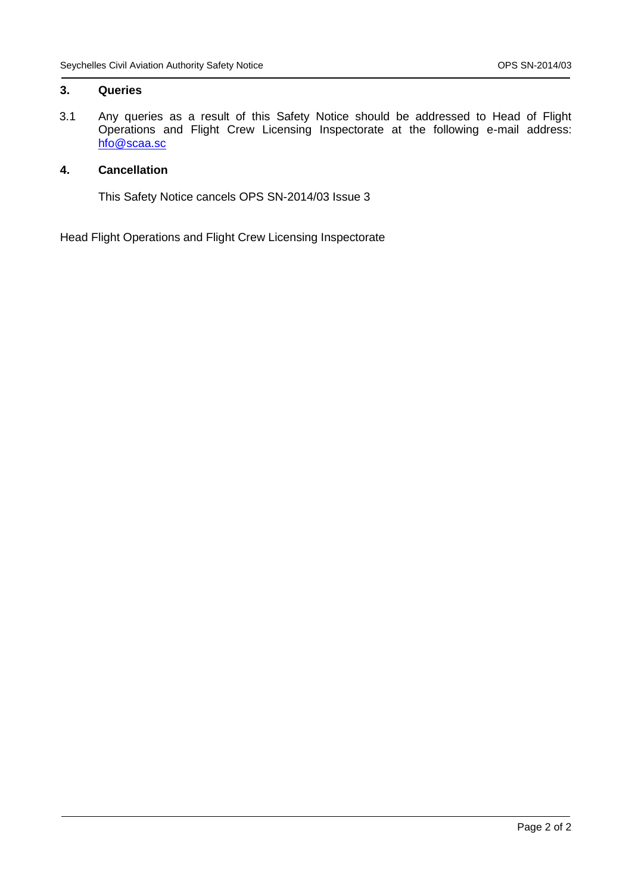## 3. Queries

3.1 Any queries as a result of this Safety Notice should be addressed to Head of Flight Operations and Flight Crew Licensing Inspectorate at the following e-mail address: hfo@scaa.sc

## 4. Cancellation

This Safety Notice cancels OPS SN-2014/03 Issue 3

Head Flight Operations and Flight Crew Licensing Inspectorate